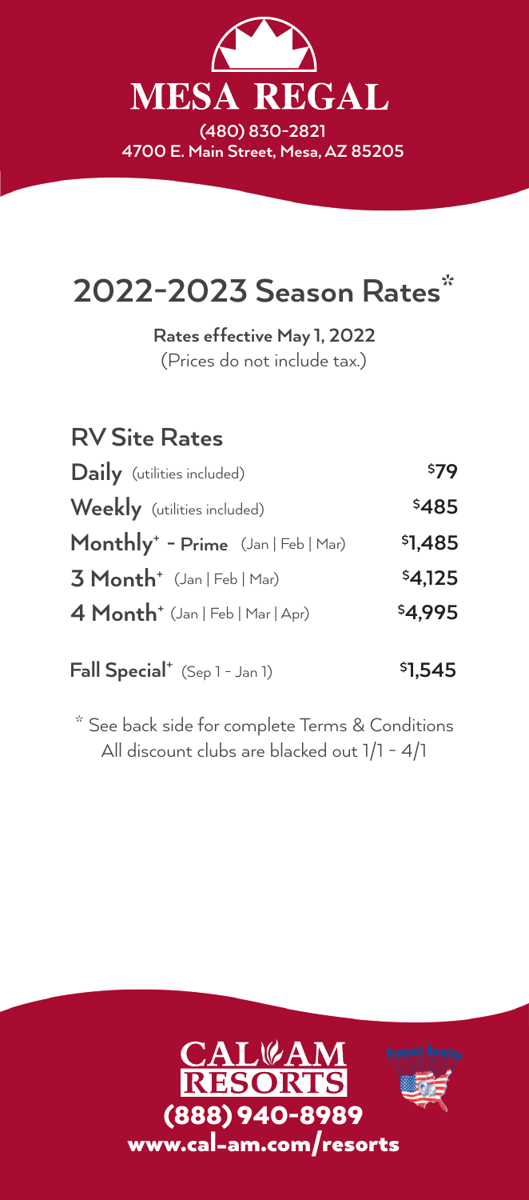# MESA REGAL

(480) 830-2821
4700 E. Main Street, Mesa, AZ 85205

## 2022-2023 Season Rates*

**Rates effective May 1, 2022**
(Prices do not include tax.)

### RV Site Rates

| | |
|---|---|
| **Daily** (utilities included) | $79 |
| **Weekly** (utilities included) | $485 |
| **Monthly⁺ - Prime** (Jan \| Feb \| Mar) | $1,485 |
| **3 Month⁺** (Jan \| Feb \| Mar) | $4,125 |
| **4 Month⁺** (Jan \| Feb \| Mar \| Apr) | $4,995 |
| **Fall Special⁺** (Sep 1 - Jan 1) | $1,545 |

* See back side for complete Terms & Conditions
All discount clubs are blacked out 1/1 - 4/1

CAL-AM RESORTS
(888) 940-8989
www.cal-am.com/resorts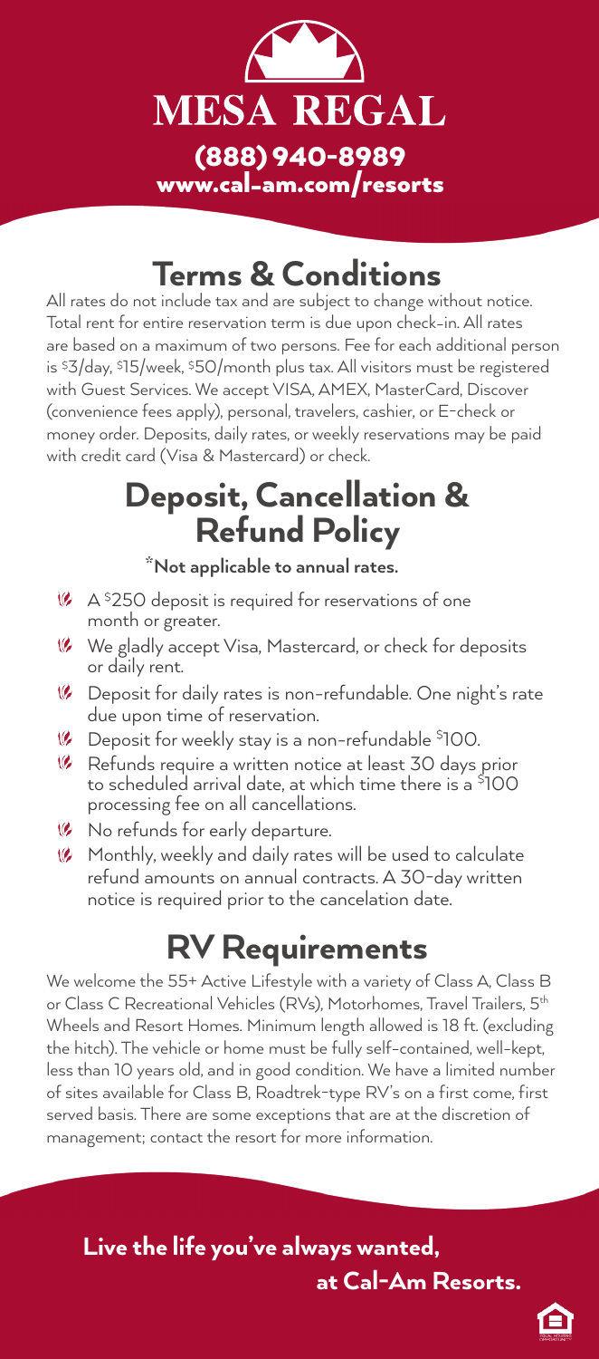# MESA REGAL

**(888) 940-8989**
**www.cal-am.com/resorts**

## Terms & Conditions

All rates do not include tax and are subject to change without notice. Total rent for entire reservation term is due upon check-in. All rates are based on a maximum of two persons. Fee for each additional person is $3/day, $15/week, $50/month plus tax. All visitors must be registered with Guest Services. We accept VISA, AMEX, MasterCard, Discover (convenience fees apply), personal, travelers, cashier, or E-check or money order. Deposits, daily rates, or weekly reservations may be paid with credit card (Visa & Mastercard) or check.

## Deposit, Cancellation & Refund Policy

***Not applicable to annual rates.**

- A $250 deposit is required for reservations of one month or greater.
- We gladly accept Visa, Mastercard, or check for deposits or daily rent.
- Deposit for daily rates is non-refundable. One night's rate due upon time of reservation.
- Deposit for weekly stay is a non-refundable $100.
- Refunds require a written notice at least 30 days prior to scheduled arrival date, at which time there is a $100 processing fee on all cancellations.
- No refunds for early departure.
- Monthly, weekly and daily rates will be used to calculate refund amounts on annual contracts. A 30-day written notice is required prior to the cancelation date.

## RV Requirements

We welcome the 55+ Active Lifestyle with a variety of Class A, Class B or Class C Recreational Vehicles (RVs), Motorhomes, Travel Trailers, 5th Wheels and Resort Homes. Minimum length allowed is 18 ft. (excluding the hitch). The vehicle or home must be fully self-contained, well-kept, less than 10 years old, and in good condition. We have a limited number of sites available for Class B, Roadtrek-type RV's on a first come, first served basis. There are some exceptions that are at the discretion of management; contact the resort for more information.

**Live the life you've always wanted, at Cal-Am Resorts.**